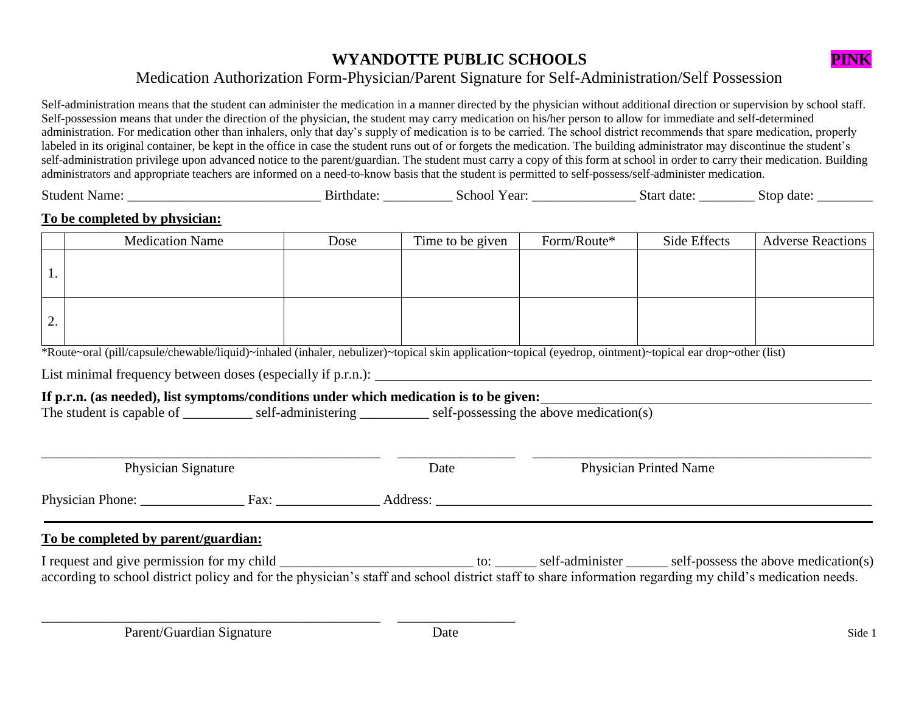# WYANDOTTE PUBLIC SCHOOLS

**PINK**

Medication Authorization Form-Physician/Parent Signature for Self-Administration/Self Possession

Self-administration means that the student can administer the medication in a manner directed by the physician without additional direction or supervision by school staff. Self-possession means that under the direction of the physician, the student may carry medication on his/her person to allow for immediate and self-determined administration. For medication other than inhalers, only that day's supply of medication is to be carried. The school district recommends that spare medication, properly labeled in its original container, be kept in the office in case the student runs out of or forgets the medication. The building administrator may discontinue the student's self-administration privilege upon advanced notice to the parent/guardian. The student must carry a copy of this form at school in order to carry their medication. Building administrators and appropriate teachers are informed on a need-to-know basis that the student is permitted to self-possess/self-administer medication.

Student Name: ___________________________ Birthdate: __________ School Year: _______________ Start date: ________ Stop date: ________

**To be completed by physician:**

| | Medication Name | Dose | Time to be given | Form/Route* | Side Effects | Adverse Reactions |
|---|---|---|---|---|---|---|
| 1. | | | | | | |
| 2. | | | | | | |

*Route~oral (pill/capsule/chewable/liquid)~inhaled (inhaler, nebulizer)~topical skin application~topical (eyedrop, ointment)~topical ear drop~other (list)

List minimal frequency between doses (especially if p.r.n.): ______________________________________________

**If p.r.n. (as needed), list symptoms/conditions under which medication is to be given:**______________________________

The student is capable of __________ self-administering __________ self-possessing the above medication(s)

_____________________________________ _________________ _____________________________________

Physician Signature Date Physician Printed Name

Physician Phone: _______________ Fax: _______________ Address: _____________________________________________

**To be completed by parent/guardian:**

I request and give permission for my child ____________________________ to: ______ self-administer ______ self-possess the above medication(s) according to school district policy and for the physician's staff and school district staff to share information regarding my child's medication needs.

_____________________________________ _________________

Parent/Guardian Signature Date

Side 1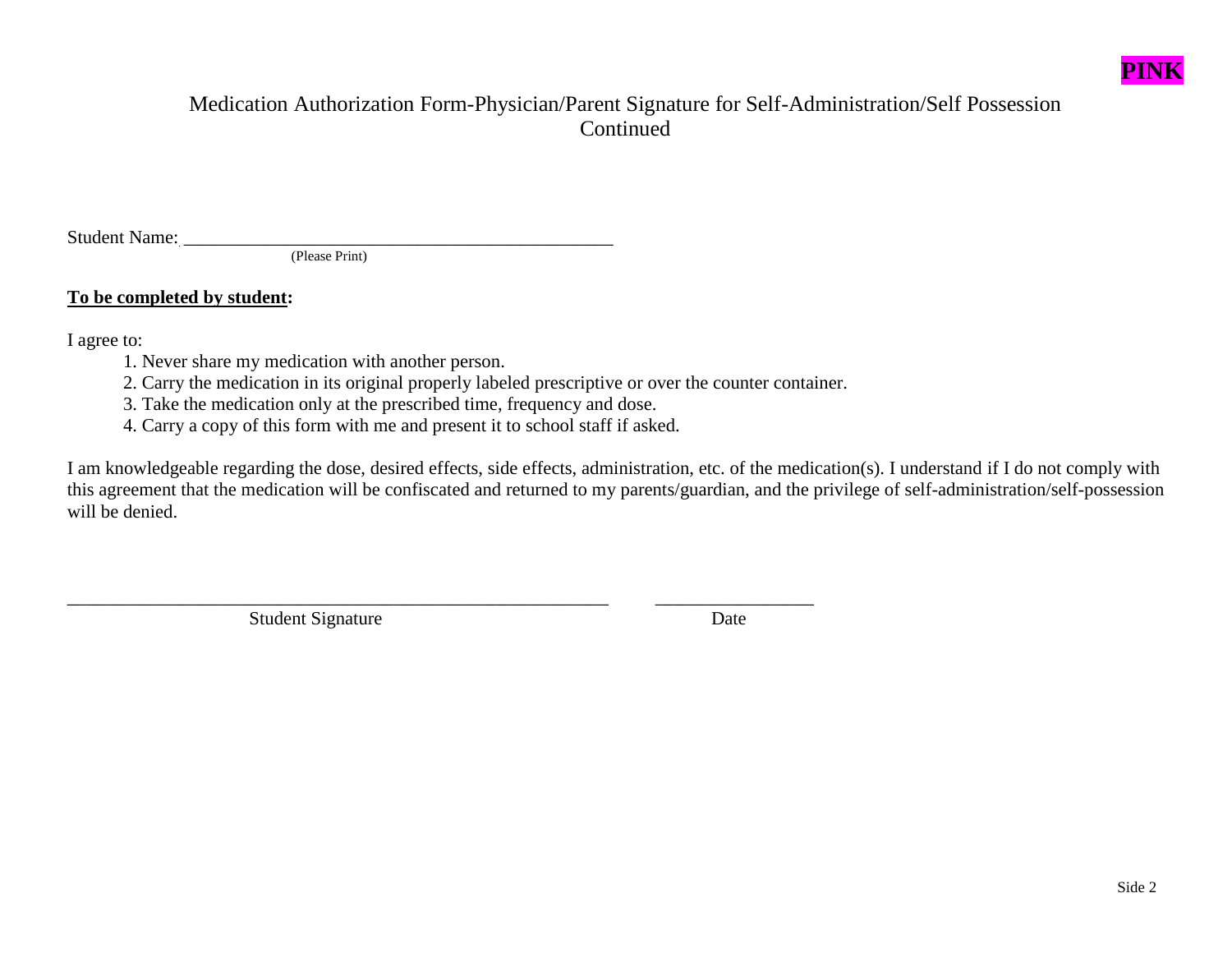**PINK**

# Medication Authorization Form-Physician/Parent Signature for Self-Administration/Self Possession Continued

Student Name: ______________________________________________
(Please Print)

**<u>To be completed by student</u>:**

I agree to:

1. Never share my medication with another person.
2. Carry the medication in its original properly labeled prescriptive or over the counter container.
3. Take the medication only at the prescribed time, frequency and dose.
4. Carry a copy of this form with me and present it to school staff if asked.

I am knowledgeable regarding the dose, desired effects, side effects, administration, etc. of the medication(s). I understand if I do not comply with this agreement that the medication will be confiscated and returned to my parents/guardian, and the privilege of self-administration/self-possession will be denied.

___________________________________________________________ _________________
Student Signature Date